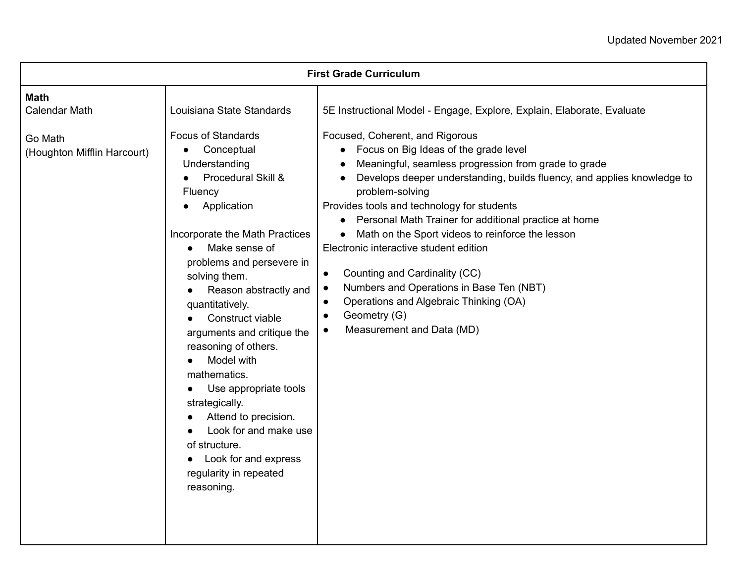Updated November 2021

| First Grade Curriculum | | |
|---|---|---|
| **Math**<br>Calendar Math<br><br>Go Math<br>(Houghton Mifflin Harcourt) | Louisiana State Standards<br><br>Focus of Standards<br>● Conceptual Understanding<br>● Procedural Skill & Fluency<br>● Application<br><br>Incorporate the Math Practices<br>● Make sense of problems and persevere in solving them.<br>● Reason abstractly and quantitatively.<br>● Construct viable arguments and critique the reasoning of others.<br>● Model with mathematics.<br>● Use appropriate tools strategically.<br>● Attend to precision.<br>● Look for and make use of structure.<br>● Look for and express regularity in repeated reasoning. | 5E Instructional Model - Engage, Explore, Explain, Elaborate, Evaluate<br><br>Focused, Coherent, and Rigorous<br>● Focus on Big Ideas of the grade level<br>● Meaningful, seamless progression from grade to grade<br>● Develops deeper understanding, builds fluency, and applies knowledge to problem-solving<br>Provides tools and technology for students<br>● Personal Math Trainer for additional practice at home<br>● Math on the Sport videos to reinforce the lesson<br>Electronic interactive student edition<br><br>● Counting and Cardinality (CC)<br>● Numbers and Operations in Base Ten (NBT)<br>● Operations and Algebraic Thinking (OA)<br>● Geometry (G)<br>● Measurement and Data (MD) |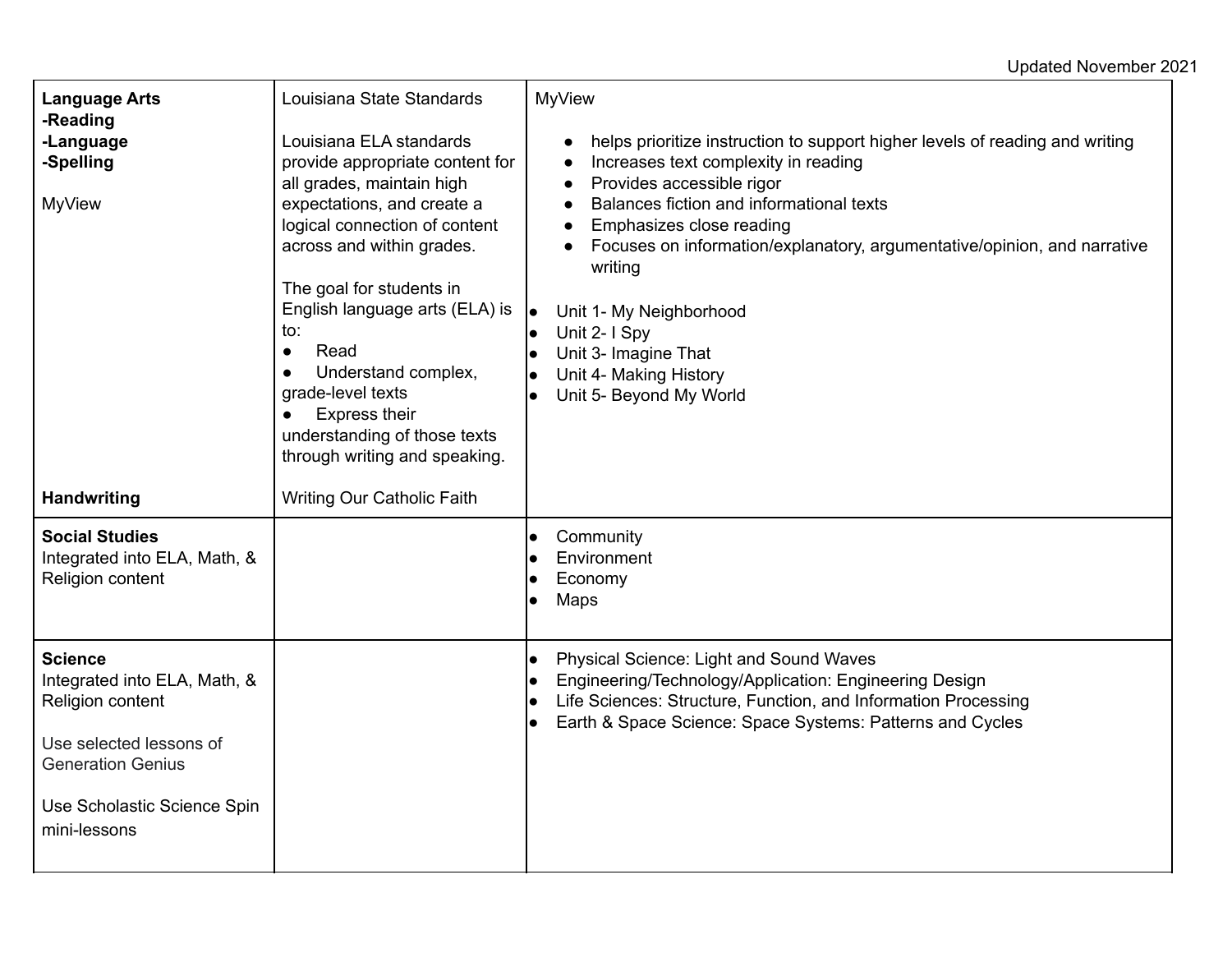Updated November 2021

| | | |
|---|---|---|
| **Language Arts**<br>**-Reading**<br>**-Language**<br>**-Spelling**<br><br>MyView<br><br><br><br><br><br><br><br><br><br><br><br><br>**Handwriting** | Louisiana State Standards<br><br>Louisiana ELA standards provide appropriate content for all grades, maintain high expectations, and create a logical connection of content across and within grades.<br><br>The goal for students in English language arts (ELA) is to:<br>● Read<br>● Understand complex, grade-level texts<br>● Express their understanding of those texts through writing and speaking.<br><br>Writing Our Catholic Faith | MyView<br><br>● helps prioritize instruction to support higher levels of reading and writing<br>● Increases text complexity in reading<br>● Provides accessible rigor<br>● Balances fiction and informational texts<br>● Emphasizes close reading<br>● Focuses on information/explanatory, argumentative/opinion, and narrative writing<br><br>● Unit 1- My Neighborhood<br>● Unit 2- I Spy<br>● Unit 3- Imagine That<br>● Unit 4- Making History<br>● Unit 5- Beyond My World |
| **Social Studies**<br>Integrated into ELA, Math, & Religion content | | ● Community<br>● Environment<br>● Economy<br>● Maps |
| **Science**<br>Integrated into ELA, Math, & Religion content<br><br>Use selected lessons of Generation Genius<br><br>Use Scholastic Science Spin mini-lessons | | ● Physical Science: Light and Sound Waves<br>● Engineering/Technology/Application: Engineering Design<br>● Life Sciences: Structure, Function, and Information Processing<br>● Earth & Space Science: Space Systems: Patterns and Cycles |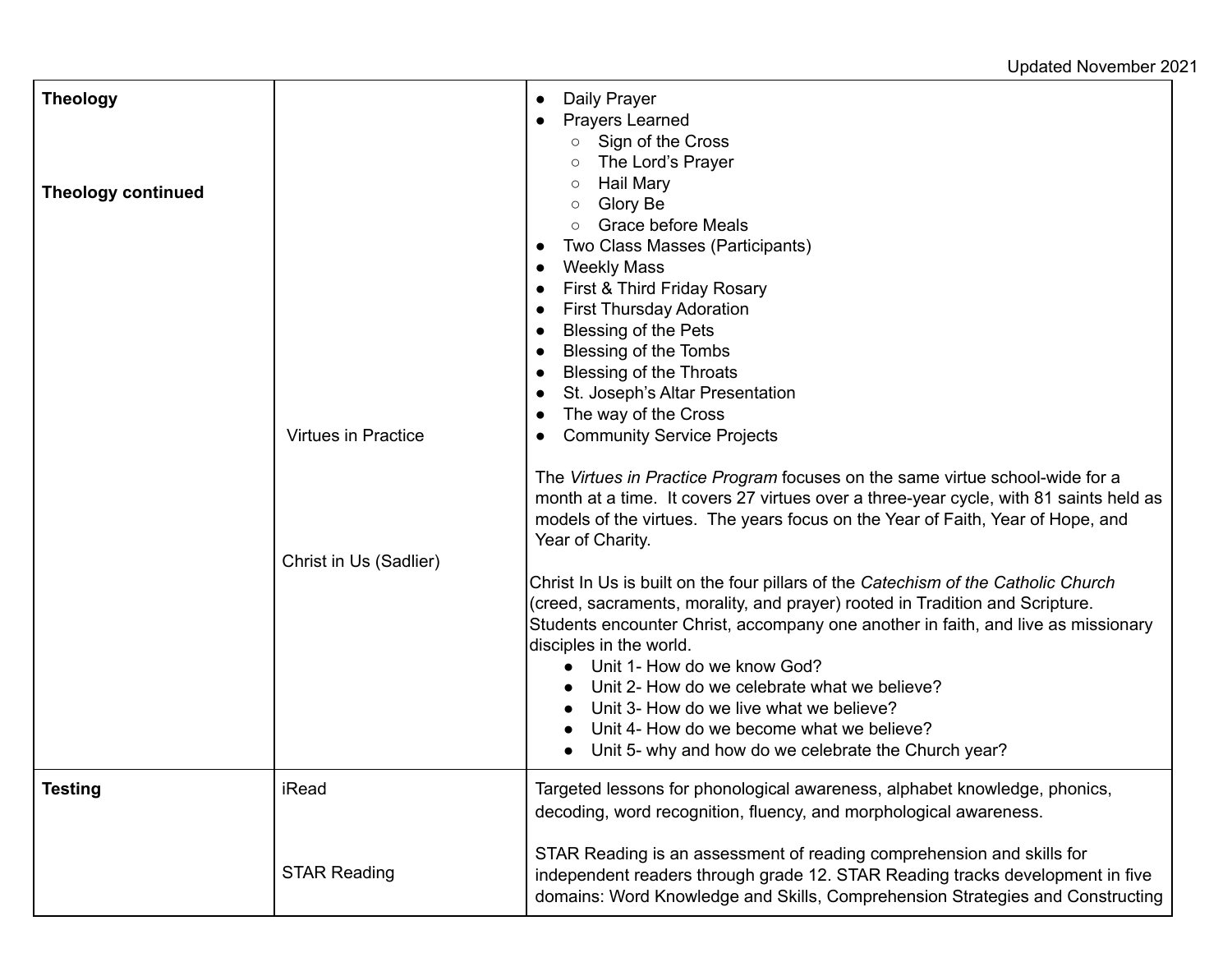| | | |
|---|---|---|
| **Theology**<br><br>**Theology continued** | Virtues in Practice<br><br>Christ in Us (Sadlier) | ● Daily Prayer<br>● Prayers Learned<br>○ Sign of the Cross<br>○ The Lord's Prayer<br>○ Hail Mary<br>○ Glory Be<br>○ Grace before Meals<br>● Two Class Masses (Participants)<br>● Weekly Mass<br>● First & Third Friday Rosary<br>● First Thursday Adoration<br>● Blessing of the Pets<br>● Blessing of the Tombs<br>● Blessing of the Throats<br>● St. Joseph's Altar Presentation<br>● The way of the Cross<br>● Community Service Projects<br><br>The *Virtues in Practice Program* focuses on the same virtue school-wide for a month at a time. It covers 27 virtues over a three-year cycle, with 81 saints held as models of the virtues. The years focus on the Year of Faith, Year of Hope, and Year of Charity.<br><br>Christ In Us is built on the four pillars of the *Catechism of the Catholic Church* (creed, sacraments, morality, and prayer) rooted in Tradition and Scripture. Students encounter Christ, accompany one another in faith, and live as missionary disciples in the world.<br>● Unit 1- How do we know God?<br>● Unit 2- How do we celebrate what we believe?<br>● Unit 3- How do we live what we believe?<br>● Unit 4- How do we become what we believe?<br>● Unit 5- why and how do we celebrate the Church year? |
| **Testing** | iRead<br><br>STAR Reading | Targeted lessons for phonological awareness, alphabet knowledge, phonics, decoding, word recognition, fluency, and morphological awareness.<br><br>STAR Reading is an assessment of reading comprehension and skills for independent readers through grade 12. STAR Reading tracks development in five domains: Word Knowledge and Skills, Comprehension Strategies and Constructing |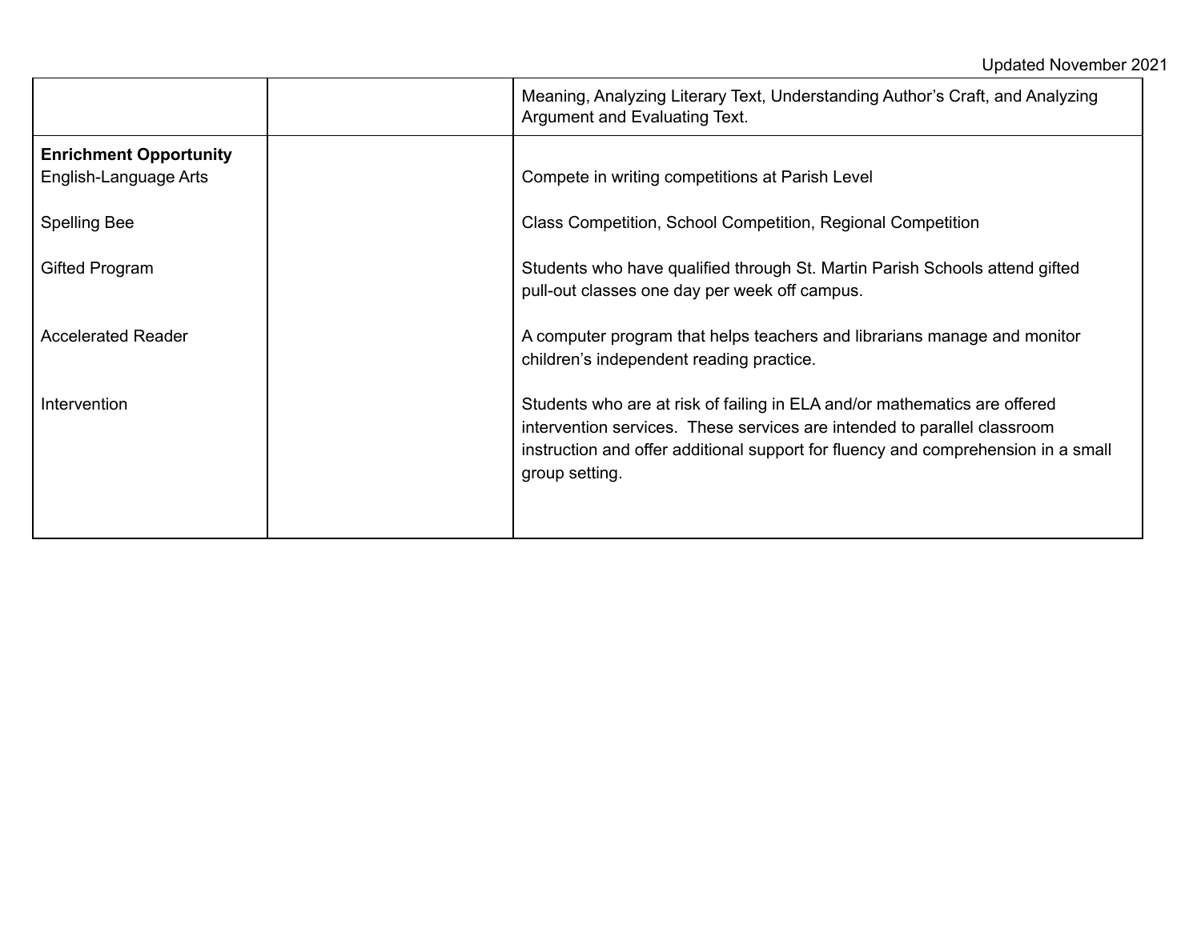| | | |
|---|---|---|
| | | Meaning, Analyzing Literary Text, Understanding Author's Craft, and Analyzing Argument and Evaluating Text. |
| **Enrichment Opportunity**<br>English-Language Arts<br><br>Spelling Bee<br><br>Gifted Program<br><br>Accelerated Reader<br><br>Intervention | | Compete in writing competitions at Parish Level<br><br>Class Competition, School Competition, Regional Competition<br><br>Students who have qualified through St. Martin Parish Schools attend gifted pull-out classes one day per week off campus.<br><br>A computer program that helps teachers and librarians manage and monitor children's independent reading practice.<br><br>Students who are at risk of failing in ELA and/or mathematics are offered intervention services. These services are intended to parallel classroom instruction and offer additional support for fluency and comprehension in a small group setting. |